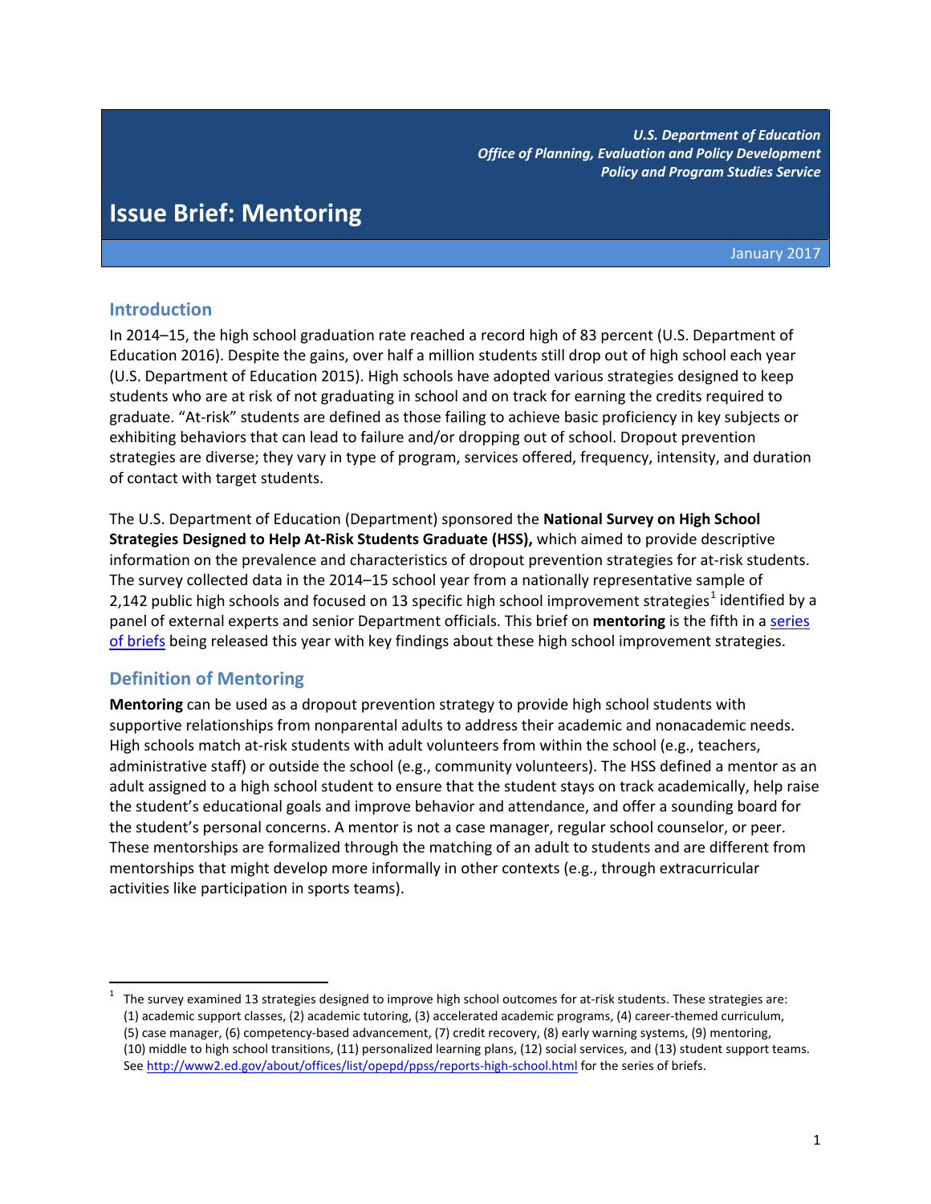*U.S. Department of Education*
*Office of Planning, Evaluation and Policy Development*
*Policy and Program Studies Service*

# Issue Brief: Mentoring

January 2017

## Introduction

In 2014–15, the high school graduation rate reached a record high of 83 percent (U.S. Department of Education 2016). Despite the gains, over half a million students still drop out of high school each year (U.S. Department of Education 2015). High schools have adopted various strategies designed to keep students who are at risk of not graduating in school and on track for earning the credits required to graduate. "At-risk" students are defined as those failing to achieve basic proficiency in key subjects or exhibiting behaviors that can lead to failure and/or dropping out of school. Dropout prevention strategies are diverse; they vary in type of program, services offered, frequency, intensity, and duration of contact with target students.

The U.S. Department of Education (Department) sponsored the **National Survey on High School Strategies Designed to Help At-Risk Students Graduate (HSS),** which aimed to provide descriptive information on the prevalence and characteristics of dropout prevention strategies for at-risk students. The survey collected data in the 2014–15 school year from a nationally representative sample of 2,142 public high schools and focused on 13 specific high school improvement strategies[1] identified by a panel of external experts and senior Department officials. This brief on **mentoring** is the fifth in a series of briefs being released this year with key findings about these high school improvement strategies.

## Definition of Mentoring

**Mentoring** can be used as a dropout prevention strategy to provide high school students with supportive relationships from nonparental adults to address their academic and nonacademic needs. High schools match at-risk students with adult volunteers from within the school (e.g., teachers, administrative staff) or outside the school (e.g., community volunteers). The HSS defined a mentor as an adult assigned to a high school student to ensure that the student stays on track academically, help raise the student's educational goals and improve behavior and attendance, and offer a sounding board for the student's personal concerns. A mentor is not a case manager, regular school counselor, or peer. These mentorships are formalized through the matching of an adult to students and are different from mentorships that might develop more informally in other contexts (e.g., through extracurricular activities like participation in sports teams).

---

[1] The survey examined 13 strategies designed to improve high school outcomes for at-risk students. These strategies are: (1) academic support classes, (2) academic tutoring, (3) accelerated academic programs, (4) career-themed curriculum, (5) case manager, (6) competency-based advancement, (7) credit recovery, (8) early warning systems, (9) mentoring, (10) middle to high school transitions, (11) personalized learning plans, (12) social services, and (13) student support teams. See http://www2.ed.gov/about/offices/list/opepd/ppss/reports-high-school.html for the series of briefs.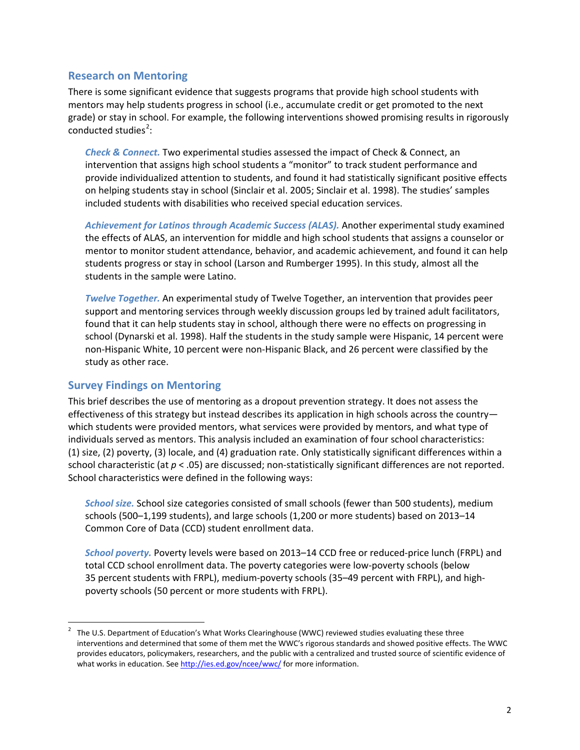## Research on Mentoring

There is some significant evidence that suggests programs that provide high school students with mentors may help students progress in school (i.e., accumulate credit or get promoted to the next grade) or stay in school. For example, the following interventions showed promising results in rigorously conducted studies[2]:

> ***Check & Connect.*** Two experimental studies assessed the impact of Check & Connect, an intervention that assigns high school students a "monitor" to track student performance and provide individualized attention to students, and found it had statistically significant positive effects on helping students stay in school (Sinclair et al. 2005; Sinclair et al. 1998). The studies' samples included students with disabilities who received special education services.

> ***Achievement for Latinos through Academic Success (ALAS).*** Another experimental study examined the effects of ALAS, an intervention for middle and high school students that assigns a counselor or mentor to monitor student attendance, behavior, and academic achievement, and found it can help students progress or stay in school (Larson and Rumberger 1995). In this study, almost all the students in the sample were Latino.

> ***Twelve Together.*** An experimental study of Twelve Together, an intervention that provides peer support and mentoring services through weekly discussion groups led by trained adult facilitators, found that it can help students stay in school, although there were no effects on progressing in school (Dynarski et al. 1998). Half the students in the study sample were Hispanic, 14 percent were non-Hispanic White, 10 percent were non-Hispanic Black, and 26 percent were classified by the study as other race.

## Survey Findings on Mentoring

This brief describes the use of mentoring as a dropout prevention strategy. It does not assess the effectiveness of this strategy but instead describes its application in high schools across the country—which students were provided mentors, what services were provided by mentors, and what type of individuals served as mentors. This analysis included an examination of four school characteristics: (1) size, (2) poverty, (3) locale, and (4) graduation rate. Only statistically significant differences within a school characteristic (at $p < .05$) are discussed; non-statistically significant differences are not reported. School characteristics were defined in the following ways:

> ***School size.*** School size categories consisted of small schools (fewer than 500 students), medium schools (500–1,199 students), and large schools (1,200 or more students) based on 2013–14 Common Core of Data (CCD) student enrollment data.

> ***School poverty.*** Poverty levels were based on 2013–14 CCD free or reduced-price lunch (FRPL) and total CCD school enrollment data. The poverty categories were low-poverty schools (below 35 percent students with FRPL), medium-poverty schools (35–49 percent with FRPL), and high-poverty schools (50 percent or more students with FRPL).

---

[2] The U.S. Department of Education's What Works Clearinghouse (WWC) reviewed studies evaluating these three interventions and determined that some of them met the WWC's rigorous standards and showed positive effects. The WWC provides educators, policymakers, researchers, and the public with a centralized and trusted source of scientific evidence of what works in education. See http://ies.ed.gov/ncee/wwc/ for more information.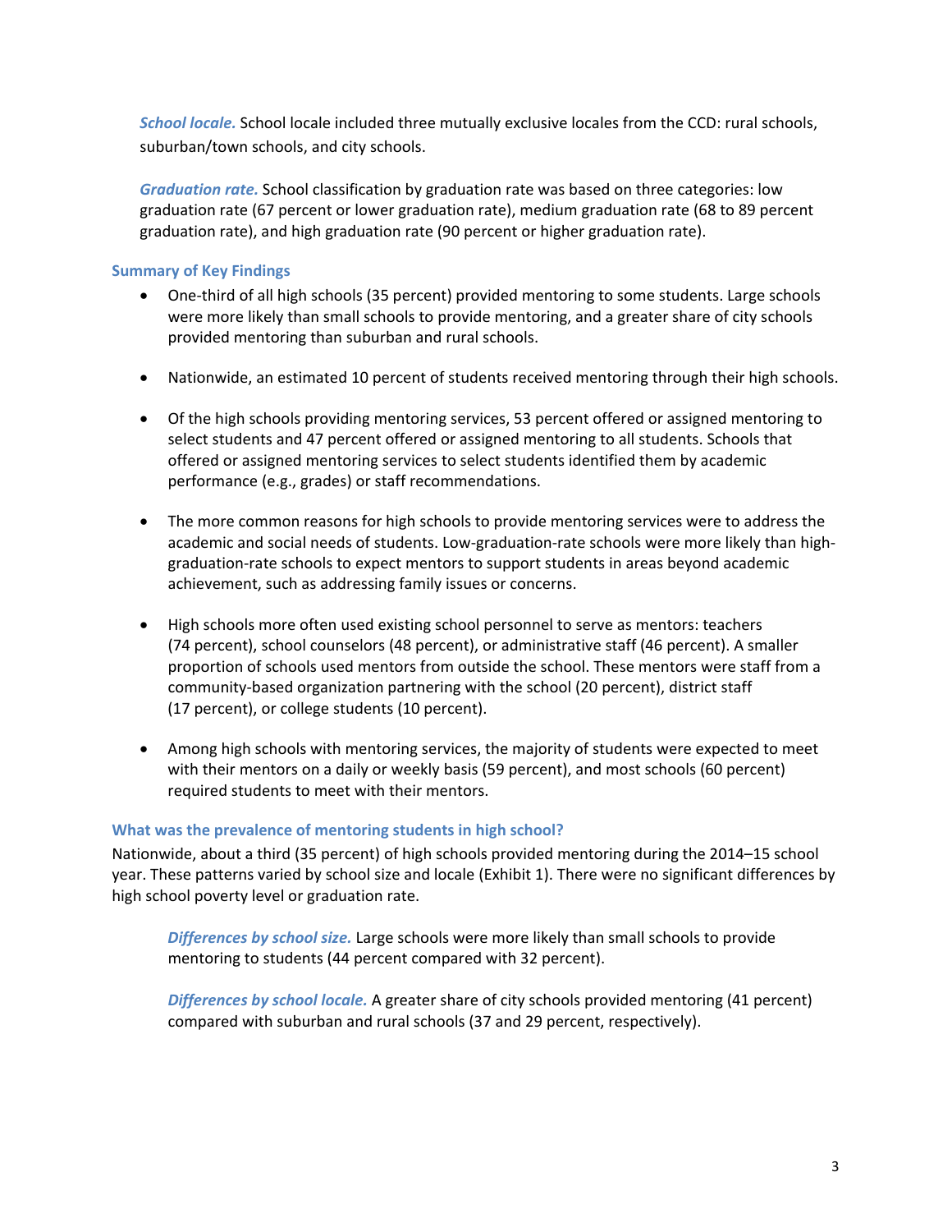*School locale.* School locale included three mutually exclusive locales from the CCD: rural schools, suburban/town schools, and city schools.

*Graduation rate.* School classification by graduation rate was based on three categories: low graduation rate (67 percent or lower graduation rate), medium graduation rate (68 to 89 percent graduation rate), and high graduation rate (90 percent or higher graduation rate).

### Summary of Key Findings

- One-third of all high schools (35 percent) provided mentoring to some students. Large schools were more likely than small schools to provide mentoring, and a greater share of city schools provided mentoring than suburban and rural schools.
- Nationwide, an estimated 10 percent of students received mentoring through their high schools.
- Of the high schools providing mentoring services, 53 percent offered or assigned mentoring to select students and 47 percent offered or assigned mentoring to all students. Schools that offered or assigned mentoring services to select students identified them by academic performance (e.g., grades) or staff recommendations.
- The more common reasons for high schools to provide mentoring services were to address the academic and social needs of students. Low-graduation-rate schools were more likely than high-graduation-rate schools to expect mentors to support students in areas beyond academic achievement, such as addressing family issues or concerns.
- High schools more often used existing school personnel to serve as mentors: teachers (74 percent), school counselors (48 percent), or administrative staff (46 percent). A smaller proportion of schools used mentors from outside the school. These mentors were staff from a community-based organization partnering with the school (20 percent), district staff (17 percent), or college students (10 percent).
- Among high schools with mentoring services, the majority of students were expected to meet with their mentors on a daily or weekly basis (59 percent), and most schools (60 percent) required students to meet with their mentors.

### What was the prevalence of mentoring students in high school?

Nationwide, about a third (35 percent) of high schools provided mentoring during the 2014–15 school year. These patterns varied by school size and locale (Exhibit 1). There were no significant differences by high school poverty level or graduation rate.

> *Differences by school size.* Large schools were more likely than small schools to provide mentoring to students (44 percent compared with 32 percent).
>
> *Differences by school locale.* A greater share of city schools provided mentoring (41 percent) compared with suburban and rural schools (37 and 29 percent, respectively).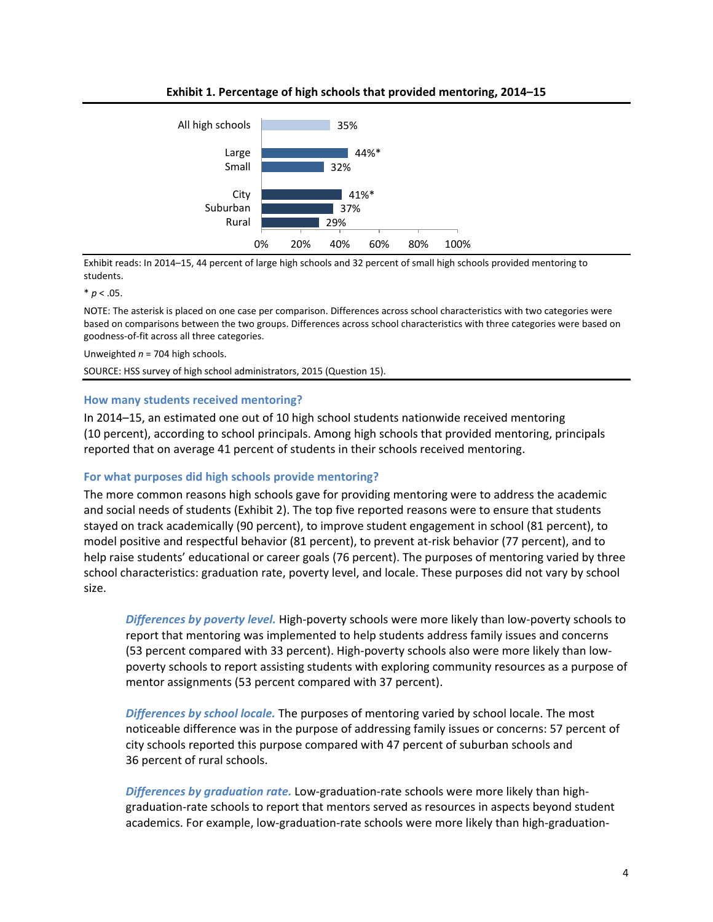**Exhibit 1. Percentage of high schools that provided mentoring, 2014–15**

| | Percentage |
|---|---|
| All high schools | 35% |
| Large | 44%* |
| Small | 32% |
| City | 41%* |
| Suburban | 37% |
| Rural | 29% |

Exhibit reads: In 2014–15, 44 percent of large high schools and 32 percent of small high schools provided mentoring to students.

* $p < .05$.

NOTE: The asterisk is placed on one case per comparison. Differences across school characteristics with two categories were based on comparisons between the two groups. Differences across school characteristics with three categories were based on goodness-of-fit across all three categories.

Unweighted $n$ = 704 high schools.

SOURCE: HSS survey of high school administrators, 2015 (Question 15).

### How many students received mentoring?

In 2014–15, an estimated one out of 10 high school students nationwide received mentoring (10 percent), according to school principals. Among high schools that provided mentoring, principals reported that on average 41 percent of students in their schools received mentoring.

### For what purposes did high schools provide mentoring?

The more common reasons high schools gave for providing mentoring were to address the academic and social needs of students (Exhibit 2). The top five reported reasons were to ensure that students stayed on track academically (90 percent), to improve student engagement in school (81 percent), to model positive and respectful behavior (81 percent), to prevent at-risk behavior (77 percent), and to help raise students' educational or career goals (76 percent). The purposes of mentoring varied by three school characteristics: graduation rate, poverty level, and locale. These purposes did not vary by school size.

> ***Differences by poverty level.*** High-poverty schools were more likely than low-poverty schools to report that mentoring was implemented to help students address family issues and concerns (53 percent compared with 33 percent). High-poverty schools also were more likely than low-poverty schools to report assisting students with exploring community resources as a purpose of mentor assignments (53 percent compared with 37 percent).
>
> ***Differences by school locale.*** The purposes of mentoring varied by school locale. The most noticeable difference was in the purpose of addressing family issues or concerns: 57 percent of city schools reported this purpose compared with 47 percent of suburban schools and 36 percent of rural schools.
>
> ***Differences by graduation rate.*** Low-graduation-rate schools were more likely than high-graduation-rate schools to report that mentors served as resources in aspects beyond student academics. For example, low-graduation-rate schools were more likely than high-graduation-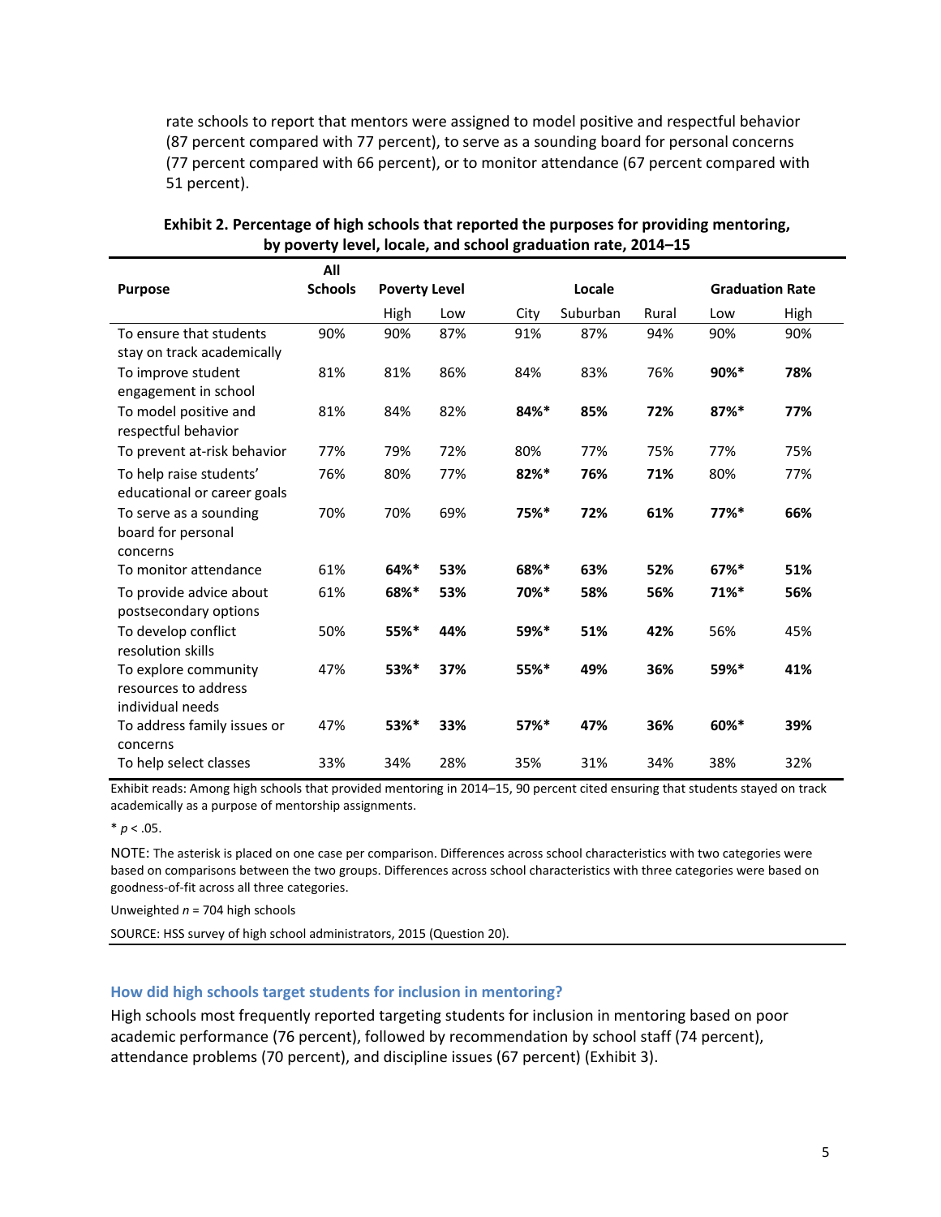rate schools to report that mentors were assigned to model positive and respectful behavior (87 percent compared with 77 percent), to serve as a sounding board for personal concerns (77 percent compared with 66 percent), or to monitor attendance (67 percent compared with 51 percent).

**Exhibit 2. Percentage of high schools that reported the purposes for providing mentoring, by poverty level, locale, and school graduation rate, 2014–15**

| Purpose | All Schools | Poverty Level | | Locale | | | Graduation Rate | |
|---|---|---|---|---|---|---|---|---|
| | | High | Low | City | Suburban | Rural | Low | High |
| To ensure that students stay on track academically | 90% | 90% | 87% | 91% | 87% | 94% | 90% | 90% |
| To improve student engagement in school | 81% | 81% | 86% | 84% | 83% | 76% | **90%*** | **78%** |
| To model positive and respectful behavior | 81% | 84% | 82% | **84%*** | **85%** | **72%** | **87%*** | **77%** |
| To prevent at-risk behavior | 77% | 79% | 72% | 80% | 77% | 75% | 77% | 75% |
| To help raise students' educational or career goals | 76% | 80% | 77% | **82%*** | **76%** | **71%** | 80% | 77% |
| To serve as a sounding board for personal concerns | 70% | 70% | 69% | **75%*** | **72%** | **61%** | **77%*** | **66%** |
| To monitor attendance | 61% | **64%*** | **53%** | **68%*** | **63%** | **52%** | **67%*** | **51%** |
| To provide advice about postsecondary options | 61% | **68%*** | **53%** | **70%*** | **58%** | **56%** | **71%*** | **56%** |
| To develop conflict resolution skills | 50% | **55%*** | **44%** | **59%*** | **51%** | **42%** | 56% | 45% |
| To explore community resources to address individual needs | 47% | **53%*** | **37%** | **55%*** | **49%** | **36%** | **59%*** | **41%** |
| To address family issues or concerns | 47% | **53%*** | **33%** | **57%*** | **47%** | **36%** | **60%*** | **39%** |
| To help select classes | 33% | 34% | 28% | 35% | 31% | 34% | 38% | 32% |

Exhibit reads: Among high schools that provided mentoring in 2014–15, 90 percent cited ensuring that students stayed on track academically as a purpose of mentorship assignments.

* $p < .05$.

NOTE: The asterisk is placed on one case per comparison. Differences across school characteristics with two categories were based on comparisons between the two groups. Differences across school characteristics with three categories were based on goodness-of-fit across all three categories.

Unweighted $n$ = 704 high schools

SOURCE: HSS survey of high school administrators, 2015 (Question 20).

### How did high schools target students for inclusion in mentoring?

High schools most frequently reported targeting students for inclusion in mentoring based on poor academic performance (76 percent), followed by recommendation by school staff (74 percent), attendance problems (70 percent), and discipline issues (67 percent) (Exhibit 3).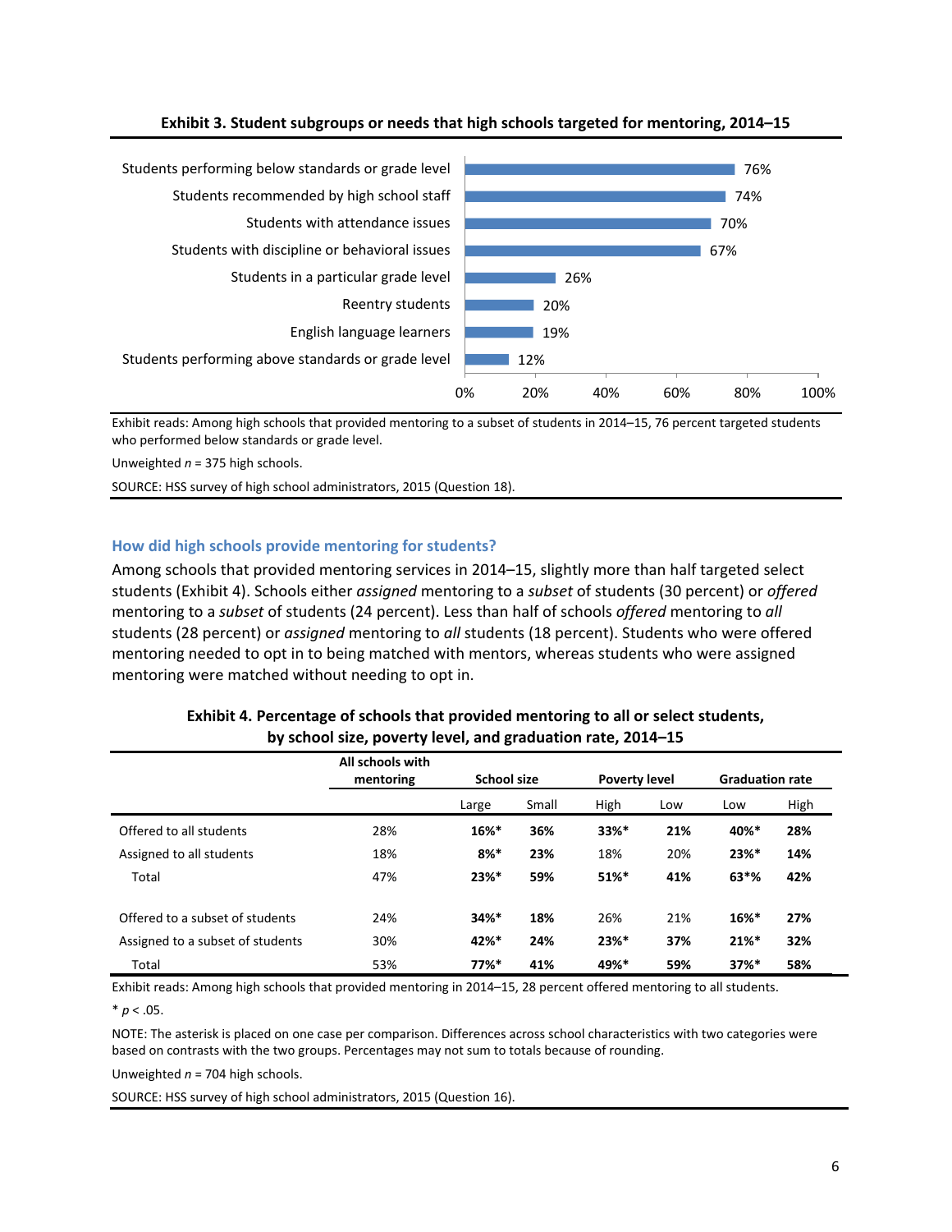**Exhibit 3. Student subgroups or needs that high schools targeted for mentoring, 2014–15**

| Student subgroup or need | Percent |
|---|---|
| Students performing below standards or grade level | 76% |
| Students recommended by high school staff | 74% |
| Students with attendance issues | 70% |
| Students with discipline or behavioral issues | 67% |
| Students in a particular grade level | 26% |
| Reentry students | 20% |
| English language learners | 19% |
| Students performing above standards or grade level | 12% |

Exhibit reads: Among high schools that provided mentoring to a subset of students in 2014–15, 76 percent targeted students who performed below standards or grade level.

Unweighted *n* = 375 high schools.

SOURCE: HSS survey of high school administrators, 2015 (Question 18).

### How did high schools provide mentoring for students?

Among schools that provided mentoring services in 2014–15, slightly more than half targeted select students (Exhibit 4). Schools either *assigned* mentoring to a *subset* of students (30 percent) or *offered* mentoring to a *subset* of students (24 percent). Less than half of schools *offered* mentoring to *all* students (28 percent) or *assigned* mentoring to *all* students (18 percent). Students who were offered mentoring needed to opt in to being matched with mentors, whereas students who were assigned mentoring were matched without needing to opt in.

**Exhibit 4. Percentage of schools that provided mentoring to all or select students, by school size, poverty level, and graduation rate, 2014–15**

| | All schools with mentoring | School size | | Poverty level | | Graduation rate | |
|---|---|---|---|---|---|---|---|
| | | Large | Small | High | Low | Low | High |
| Offered to all students | 28% | **16%*** | **36%** | **33%*** | **21%** | **40%*** | **28%** |
| Assigned to all students | 18% | **8%*** | **23%** | 18% | 20% | **23%*** | **14%** |
| Total | 47% | **23%*** | **59%** | **51%*** | **41%** | **63*%** | **42%** |
| | | | | | | | |
| Offered to a subset of students | 24% | **34%*** | **18%** | 26% | 21% | **16%*** | **27%** |
| Assigned to a subset of students | 30% | **42%*** | **24%** | **23%*** | **37%** | **21%*** | **32%** |
| Total | 53% | **77%*** | **41%** | **49%*** | **59%** | **37%*** | **58%** |

Exhibit reads: Among high schools that provided mentoring in 2014–15, 28 percent offered mentoring to all students.

* $p < .05$.

NOTE: The asterisk is placed on one case per comparison. Differences across school characteristics with two categories were based on contrasts with the two groups. Percentages may not sum to totals because of rounding.

Unweighted *n* = 704 high schools.

SOURCE: HSS survey of high school administrators, 2015 (Question 16).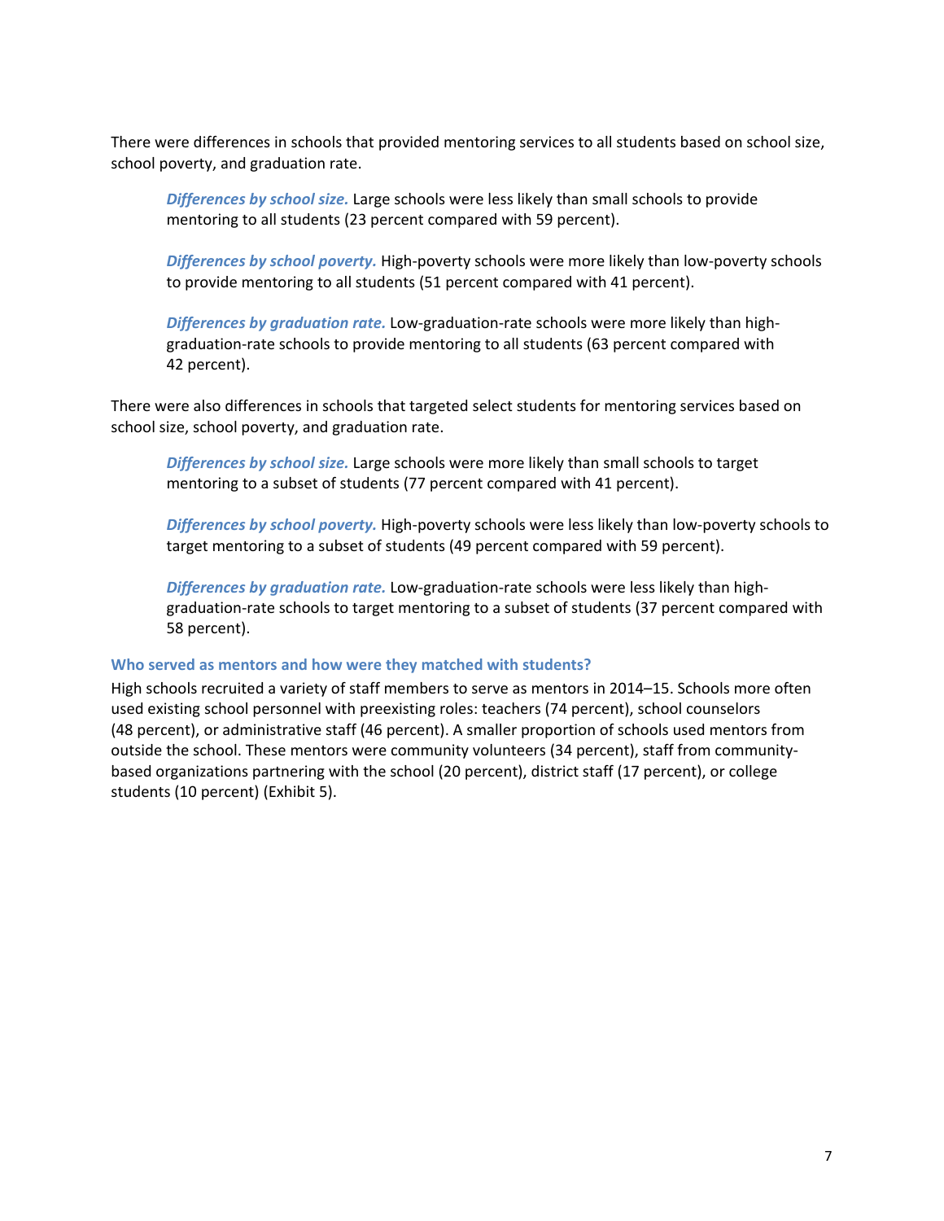There were differences in schools that provided mentoring services to all students based on school size, school poverty, and graduation rate.

> ***Differences by school size.*** Large schools were less likely than small schools to provide mentoring to all students (23 percent compared with 59 percent).
>
> ***Differences by school poverty.*** High-poverty schools were more likely than low-poverty schools to provide mentoring to all students (51 percent compared with 41 percent).
>
> ***Differences by graduation rate.*** Low-graduation-rate schools were more likely than high-graduation-rate schools to provide mentoring to all students (63 percent compared with 42 percent).

There were also differences in schools that targeted select students for mentoring services based on school size, school poverty, and graduation rate.

> ***Differences by school size.*** Large schools were more likely than small schools to target mentoring to a subset of students (77 percent compared with 41 percent).
>
> ***Differences by school poverty.*** High-poverty schools were less likely than low-poverty schools to target mentoring to a subset of students (49 percent compared with 59 percent).
>
> ***Differences by graduation rate.*** Low-graduation-rate schools were less likely than high-graduation-rate schools to target mentoring to a subset of students (37 percent compared with 58 percent).

### Who served as mentors and how were they matched with students?

High schools recruited a variety of staff members to serve as mentors in 2014–15. Schools more often used existing school personnel with preexisting roles: teachers (74 percent), school counselors (48 percent), or administrative staff (46 percent). A smaller proportion of schools used mentors from outside the school. These mentors were community volunteers (34 percent), staff from community-based organizations partnering with the school (20 percent), district staff (17 percent), or college students (10 percent) (Exhibit 5).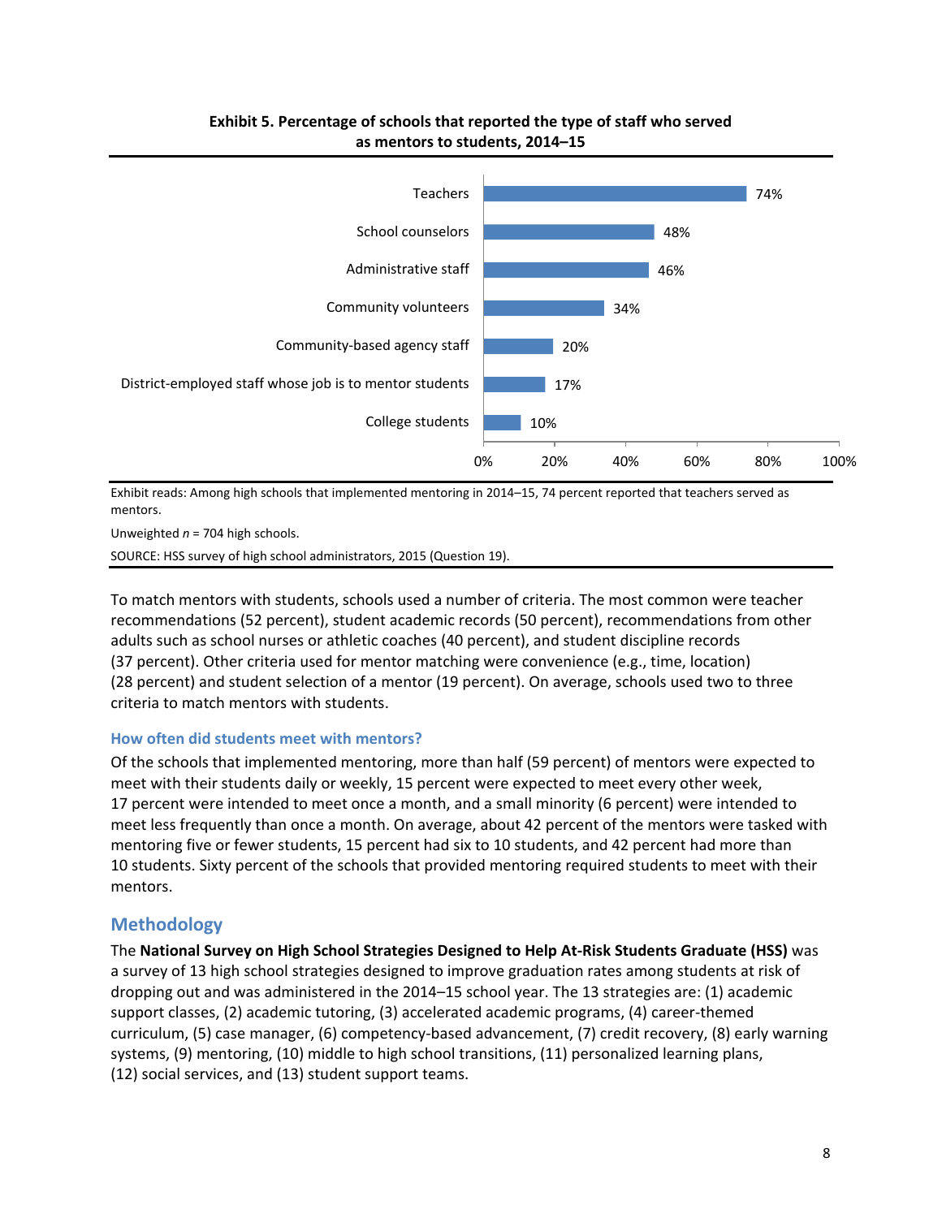**Exhibit 5. Percentage of schools that reported the type of staff who served as mentors to students, 2014–15**

| Type of staff | Percentage |
|---|---|
| Teachers | 74% |
| School counselors | 48% |
| Administrative staff | 46% |
| Community volunteers | 34% |
| Community-based agency staff | 20% |
| District-employed staff whose job is to mentor students | 17% |
| College students | 10% |

Exhibit reads: Among high schools that implemented mentoring in 2014–15, 74 percent reported that teachers served as mentors.

Unweighted *n* = 704 high schools.

SOURCE: HSS survey of high school administrators, 2015 (Question 19).

To match mentors with students, schools used a number of criteria. The most common were teacher recommendations (52 percent), student academic records (50 percent), recommendations from other adults such as school nurses or athletic coaches (40 percent), and student discipline records (37 percent). Other criteria used for mentor matching were convenience (e.g., time, location) (28 percent) and student selection of a mentor (19 percent). On average, schools used two to three criteria to match mentors with students.

### How often did students meet with mentors?

Of the schools that implemented mentoring, more than half (59 percent) of mentors were expected to meet with their students daily or weekly, 15 percent were expected to meet every other week, 17 percent were intended to meet once a month, and a small minority (6 percent) were intended to meet less frequently than once a month. On average, about 42 percent of the mentors were tasked with mentoring five or fewer students, 15 percent had six to 10 students, and 42 percent had more than 10 students. Sixty percent of the schools that provided mentoring required students to meet with their mentors.

## Methodology

The **National Survey on High School Strategies Designed to Help At-Risk Students Graduate (HSS)** was a survey of 13 high school strategies designed to improve graduation rates among students at risk of dropping out and was administered in the 2014–15 school year. The 13 strategies are: (1) academic support classes, (2) academic tutoring, (3) accelerated academic programs, (4) career-themed curriculum, (5) case manager, (6) competency-based advancement, (7) credit recovery, (8) early warning systems, (9) mentoring, (10) middle to high school transitions, (11) personalized learning plans, (12) social services, and (13) student support teams.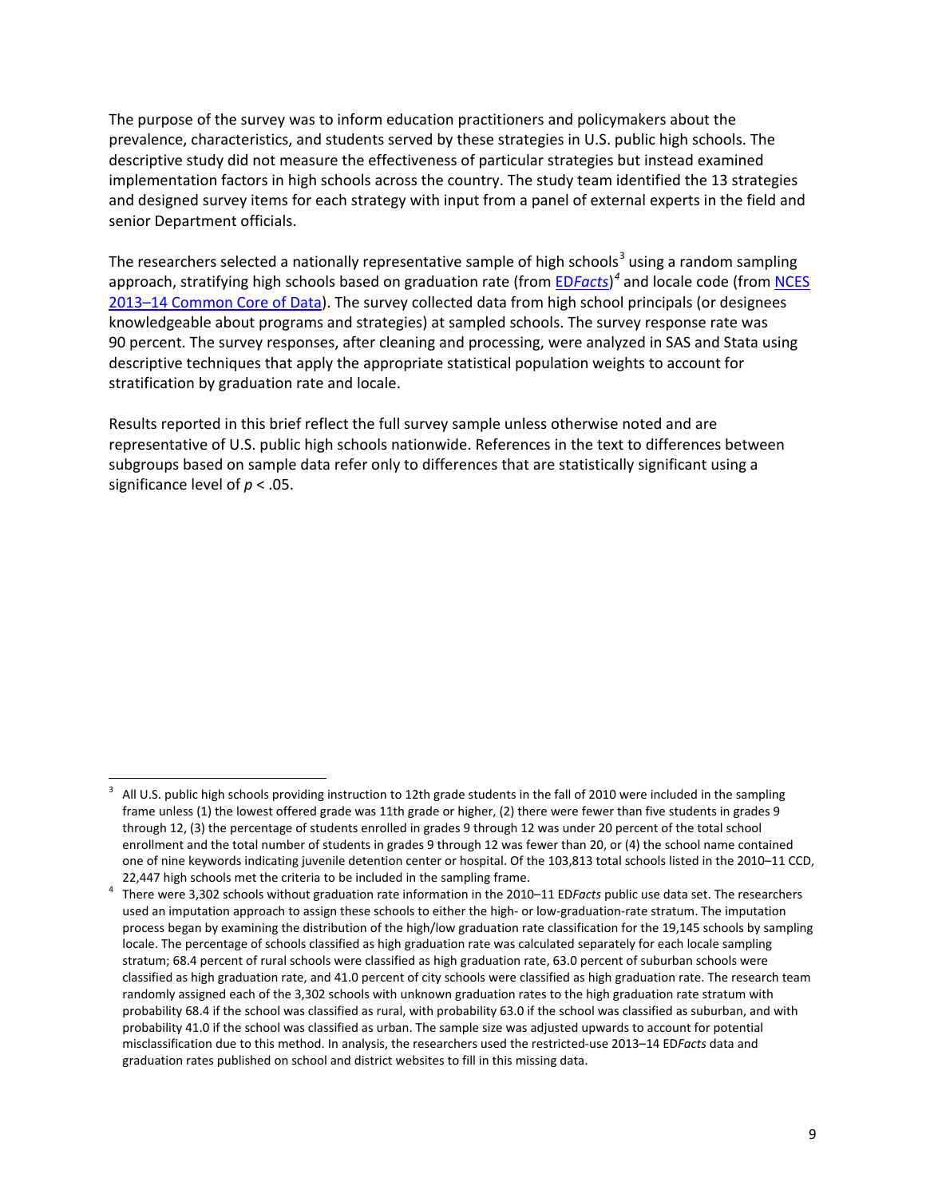The purpose of the survey was to inform education practitioners and policymakers about the prevalence, characteristics, and students served by these strategies in U.S. public high schools. The descriptive study did not measure the effectiveness of particular strategies but instead examined implementation factors in high schools across the country. The study team identified the 13 strategies and designed survey items for each strategy with input from a panel of external experts in the field and senior Department officials.

The researchers selected a nationally representative sample of high schools[3] using a random sampling approach, stratifying high schools based on graduation rate (from [ED*Facts*])[4] and locale code (from [NCES 2013–14 Common Core of Data]). The survey collected data from high school principals (or designees knowledgeable about programs and strategies) at sampled schools. The survey response rate was 90 percent. The survey responses, after cleaning and processing, were analyzed in SAS and Stata using descriptive techniques that apply the appropriate statistical population weights to account for stratification by graduation rate and locale.

Results reported in this brief reflect the full survey sample unless otherwise noted and are representative of U.S. public high schools nationwide. References in the text to differences between subgroups based on sample data refer only to differences that are statistically significant using a significance level of $p < .05$.

---

[3] All U.S. public high schools providing instruction to 12th grade students in the fall of 2010 were included in the sampling frame unless (1) the lowest offered grade was 11th grade or higher, (2) there were fewer than five students in grades 9 through 12, (3) the percentage of students enrolled in grades 9 through 12 was under 20 percent of the total school enrollment and the total number of students in grades 9 through 12 was fewer than 20, or (4) the school name contained one of nine keywords indicating juvenile detention center or hospital. Of the 103,813 total schools listed in the 2010–11 CCD, 22,447 high schools met the criteria to be included in the sampling frame.

[4] There were 3,302 schools without graduation rate information in the 2010–11 ED*Facts* public use data set. The researchers used an imputation approach to assign these schools to either the high- or low-graduation-rate stratum. The imputation process began by examining the distribution of the high/low graduation rate classification for the 19,145 schools by sampling locale. The percentage of schools classified as high graduation rate was calculated separately for each locale sampling stratum; 68.4 percent of rural schools were classified as high graduation rate, 63.0 percent of suburban schools were classified as high graduation rate, and 41.0 percent of city schools were classified as high graduation rate. The research team randomly assigned each of the 3,302 schools with unknown graduation rates to the high graduation rate stratum with probability 68.4 if the school was classified as rural, with probability 63.0 if the school was classified as suburban, and with probability 41.0 if the school was classified as urban. The sample size was adjusted upwards to account for potential misclassification due to this method. In analysis, the researchers used the restricted-use 2013–14 ED*Facts* data and graduation rates published on school and district websites to fill in this missing data.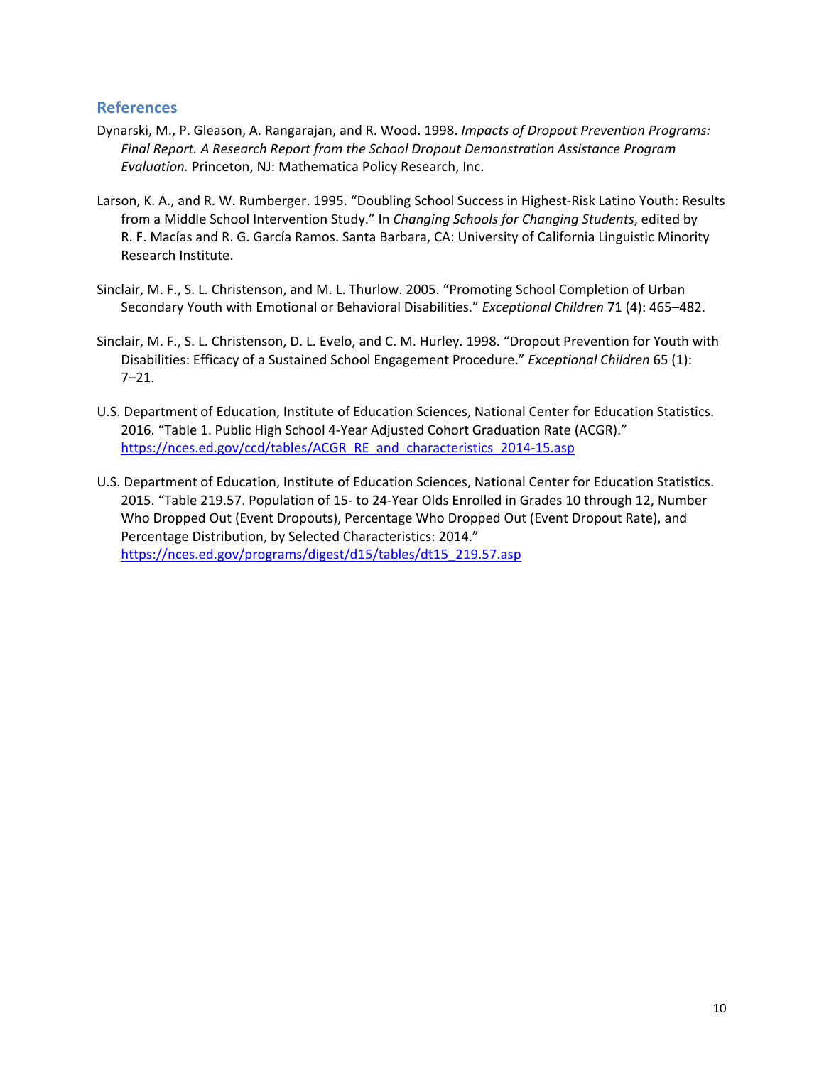## References

Dynarski, M., P. Gleason, A. Rangarajan, and R. Wood. 1998. *Impacts of Dropout Prevention Programs: Final Report. A Research Report from the School Dropout Demonstration Assistance Program Evaluation.* Princeton, NJ: Mathematica Policy Research, Inc.

Larson, K. A., and R. W. Rumberger. 1995. "Doubling School Success in Highest-Risk Latino Youth: Results from a Middle School Intervention Study." In *Changing Schools for Changing Students*, edited by R. F. Macías and R. G. García Ramos. Santa Barbara, CA: University of California Linguistic Minority Research Institute.

Sinclair, M. F., S. L. Christenson, and M. L. Thurlow. 2005. "Promoting School Completion of Urban Secondary Youth with Emotional or Behavioral Disabilities." *Exceptional Children* 71 (4): 465–482.

Sinclair, M. F., S. L. Christenson, D. L. Evelo, and C. M. Hurley. 1998. "Dropout Prevention for Youth with Disabilities: Efficacy of a Sustained School Engagement Procedure." *Exceptional Children* 65 (1): 7–21.

U.S. Department of Education, Institute of Education Sciences, National Center for Education Statistics. 2016. "Table 1. Public High School 4-Year Adjusted Cohort Graduation Rate (ACGR)." https://nces.ed.gov/ccd/tables/ACGR_RE_and_characteristics_2014-15.asp

U.S. Department of Education, Institute of Education Sciences, National Center for Education Statistics. 2015. "Table 219.57. Population of 15- to 24-Year Olds Enrolled in Grades 10 through 12, Number Who Dropped Out (Event Dropouts), Percentage Who Dropped Out (Event Dropout Rate), and Percentage Distribution, by Selected Characteristics: 2014." https://nces.ed.gov/programs/digest/d15/tables/dt15_219.57.asp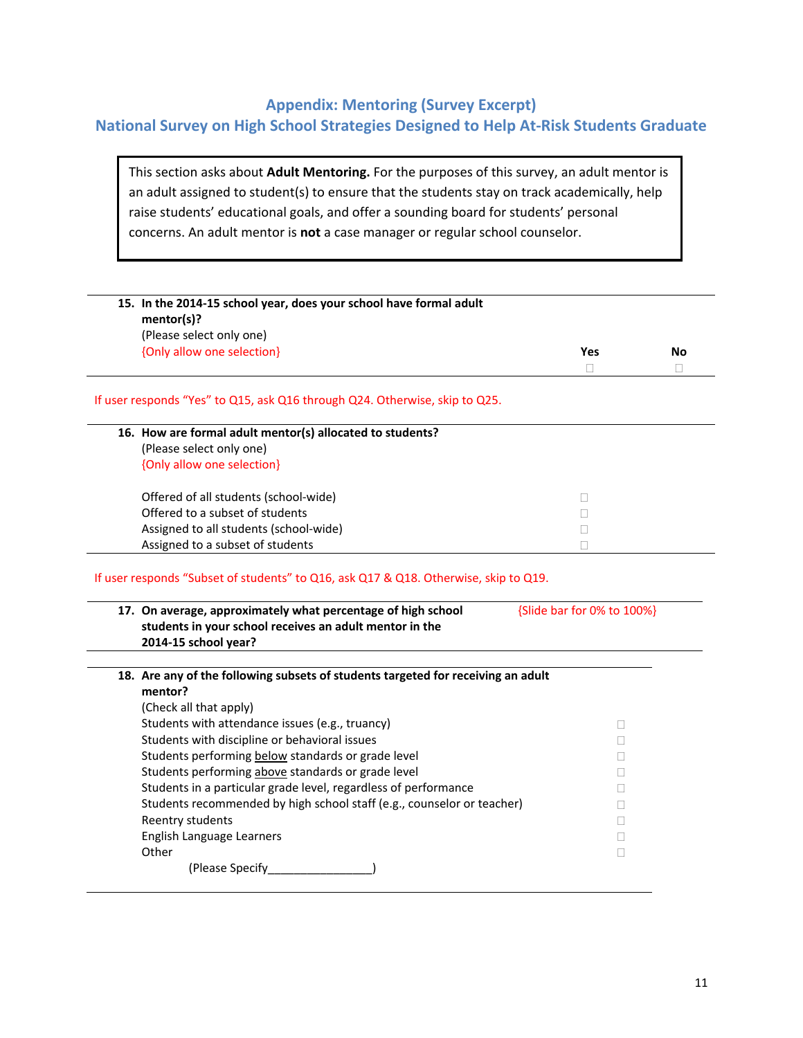## Appendix: Mentoring (Survey Excerpt)
## National Survey on High School Strategies Designed to Help At-Risk Students Graduate

> This section asks about **Adult Mentoring.** For the purposes of this survey, an adult mentor is an adult assigned to student(s) to ensure that the students stay on track academically, help raise students' educational goals, and offer a sounding board for students' personal concerns. An adult mentor is **not** a case manager or regular school counselor.

**15. In the 2014-15 school year, does your school have formal adult mentor(s)?**
(Please select only one)
{Only allow one selection}

| Yes | No |
|---|---|
| ☐ | ☐ |

If user responds "Yes" to Q15, ask Q16 through Q24. Otherwise, skip to Q25.

**16. How are formal adult mentor(s) allocated to students?**
(Please select only one)
{Only allow one selection}

- Offered of all students (school-wide) ☐
- Offered to a subset of students ☐
- Assigned to all students (school-wide) ☐
- Assigned to a subset of students ☐

If user responds "Subset of students" to Q16, ask Q17 & Q18. Otherwise, skip to Q19.

**17. On average, approximately what percentage of high school students in your school receives an adult mentor in the 2014-15 school year?** {Slide bar for 0% to 100%}

**18. Are any of the following subsets of students targeted for receiving an adult mentor?**
(Check all that apply)

- Students with attendance issues (e.g., truancy) ☐
- Students with discipline or behavioral issues ☐
- Students performing below standards or grade level ☐
- Students performing above standards or grade level ☐
- Students in a particular grade level, regardless of performance ☐
- Students recommended by high school staff (e.g., counselor or teacher) ☐
- Reentry students ☐
- English Language Learners ☐
- Other ☐
  - (Please Specify________________)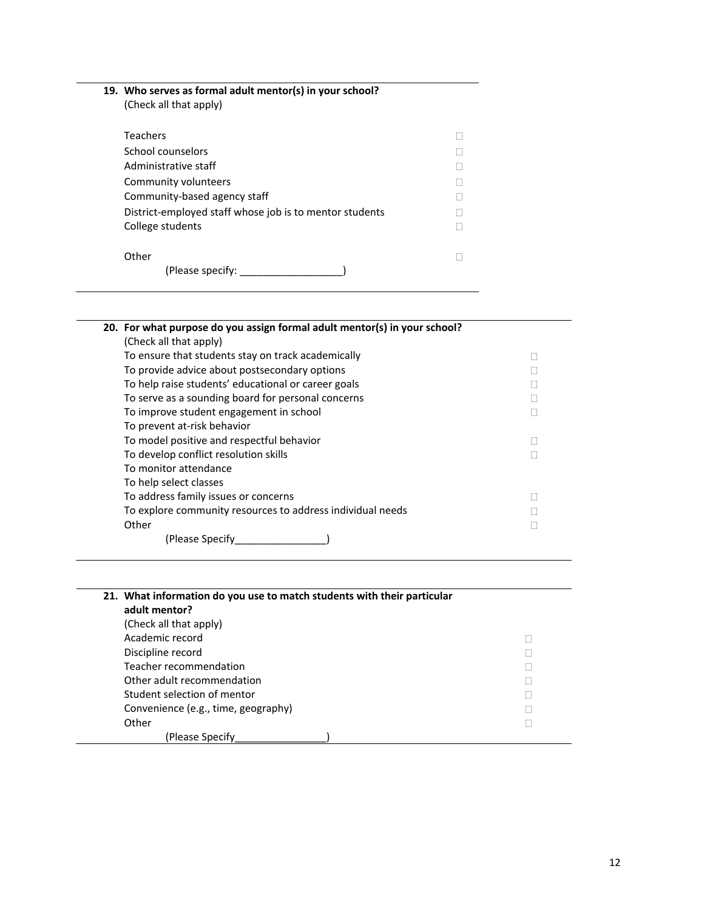**19. Who serves as formal adult mentor(s) in your school?**
(Check all that apply)

| | |
|---|---|
| Teachers | ☐ |
| School counselors | ☐ |
| Administrative staff | ☐ |
| Community volunteers | ☐ |
| Community-based agency staff | ☐ |
| District-employed staff whose job is to mentor students | ☐ |
| College students | ☐ |
| Other (Please specify: __________________) | ☐ |

**20. For what purpose do you assign formal adult mentor(s) in your school?**
(Check all that apply)

| | |
|---|---|
| To ensure that students stay on track academically | ☐ |
| To provide advice about postsecondary options | ☐ |
| To help raise students' educational or career goals | ☐ |
| To serve as a sounding board for personal concerns | ☐ |
| To improve student engagement in school | ☐ |
| To prevent at-risk behavior | |
| To model positive and respectful behavior | ☐ |
| To develop conflict resolution skills | ☐ |
| To monitor attendance | |
| To help select classes | |
| To address family issues or concerns | ☐ |
| To explore community resources to address individual needs | ☐ |
| Other (Please Specify________________) | ☐ |

**21. What information do you use to match students with their particular adult mentor?**
(Check all that apply)

| | |
|---|---|
| Academic record | ☐ |
| Discipline record | ☐ |
| Teacher recommendation | ☐ |
| Other adult recommendation | ☐ |
| Student selection of mentor | ☐ |
| Convenience (e.g., time, geography) | ☐ |
| Other (Please Specify________________) | ☐ |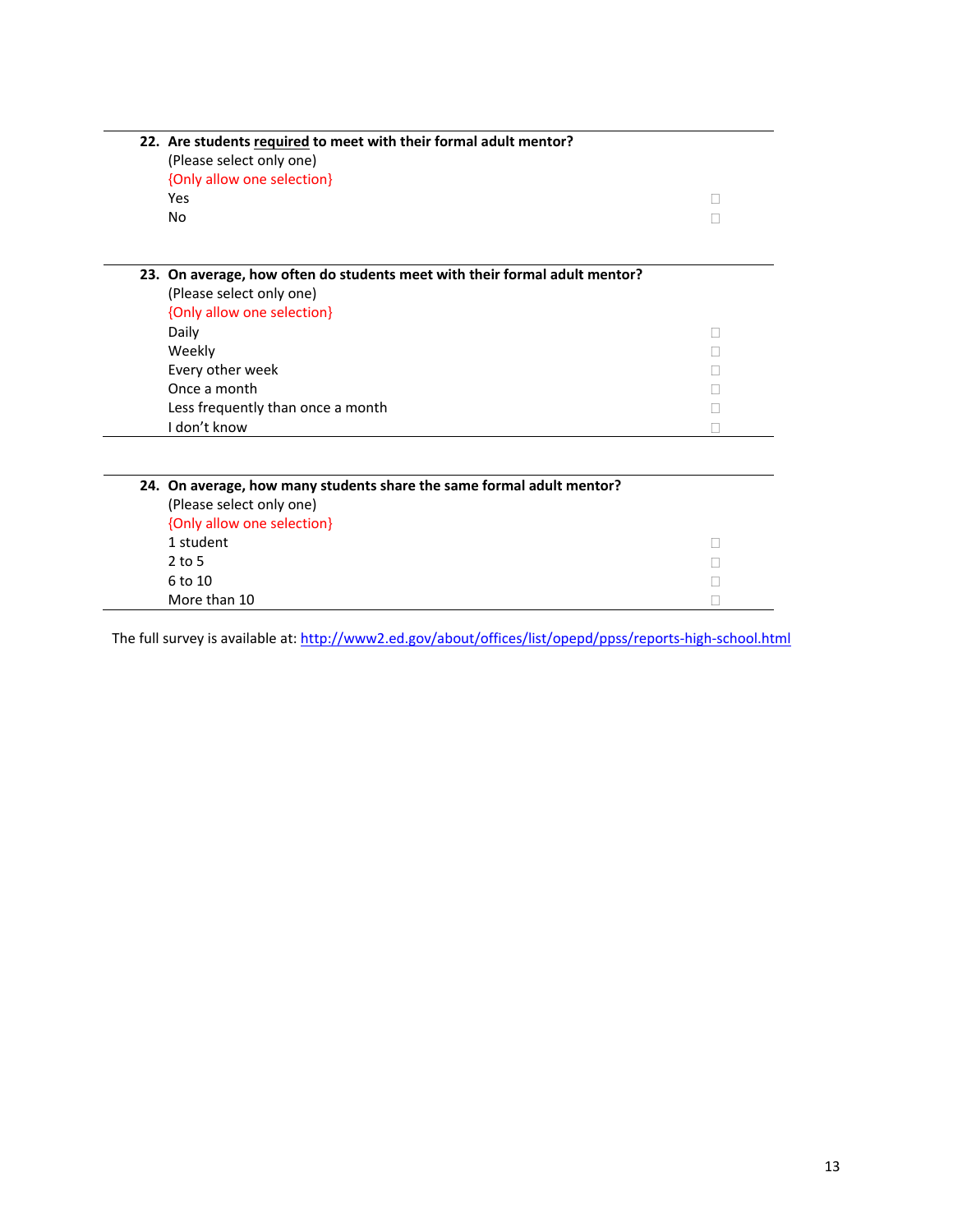**22. Are students <u>required</u> to meet with their formal adult mentor?**

(Please select only one)

{Only allow one selection}

| | |
|---|---|
| Yes | ☐ |
| No | ☐ |

**23. On average, how often do students meet with their formal adult mentor?**

(Please select only one)

{Only allow one selection}

| | |
|---|---|
| Daily | ☐ |
| Weekly | ☐ |
| Every other week | ☐ |
| Once a month | ☐ |
| Less frequently than once a month | ☐ |
| I don't know | ☐ |

**24. On average, how many students share the same formal adult mentor?**

(Please select only one)

{Only allow one selection}

| | |
|---|---|
| 1 student | ☐ |
| 2 to 5 | ☐ |
| 6 to 10 | ☐ |
| More than 10 | ☐ |

The full survey is available at: http://www2.ed.gov/about/offices/list/opepd/ppss/reports-high-school.html